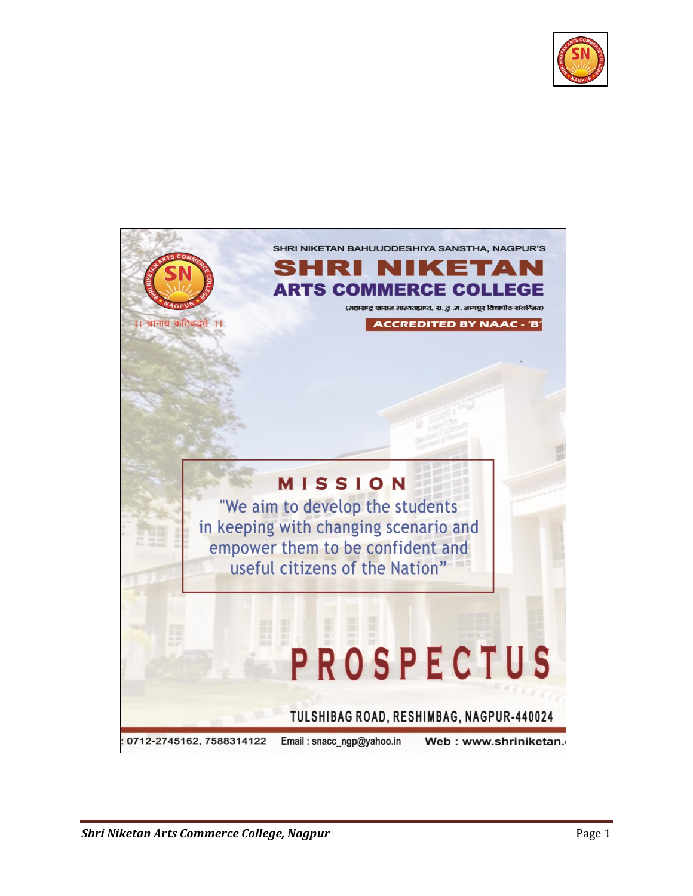SHRI NIKETAN BAHUUDDESHIYA SANSTHA, NAGPUR'S

# SHRI NIKETAN ARTS COMMERCE COLLEGE

(महाराष्ट्र शासन मान्यताप्राप्त, रा. तु .म. नागपूर विद्यापीठ संलग्नित)

**ACCREDITED BY NAAC - 'B'**

।। ज्ञानाय कटिबद्धते ।।

## MISSION

"We aim to develop the students in keeping with changing scenario and empower them to be confident and useful citizens of the Nation"

# PROSPECTUS

TULSHIBAG ROAD, RESHIMBAG, NAGPUR-440024

: 0712-2745162, 7588314122 Email : snacc_ngp@yahoo.in Web : www.shriniketan.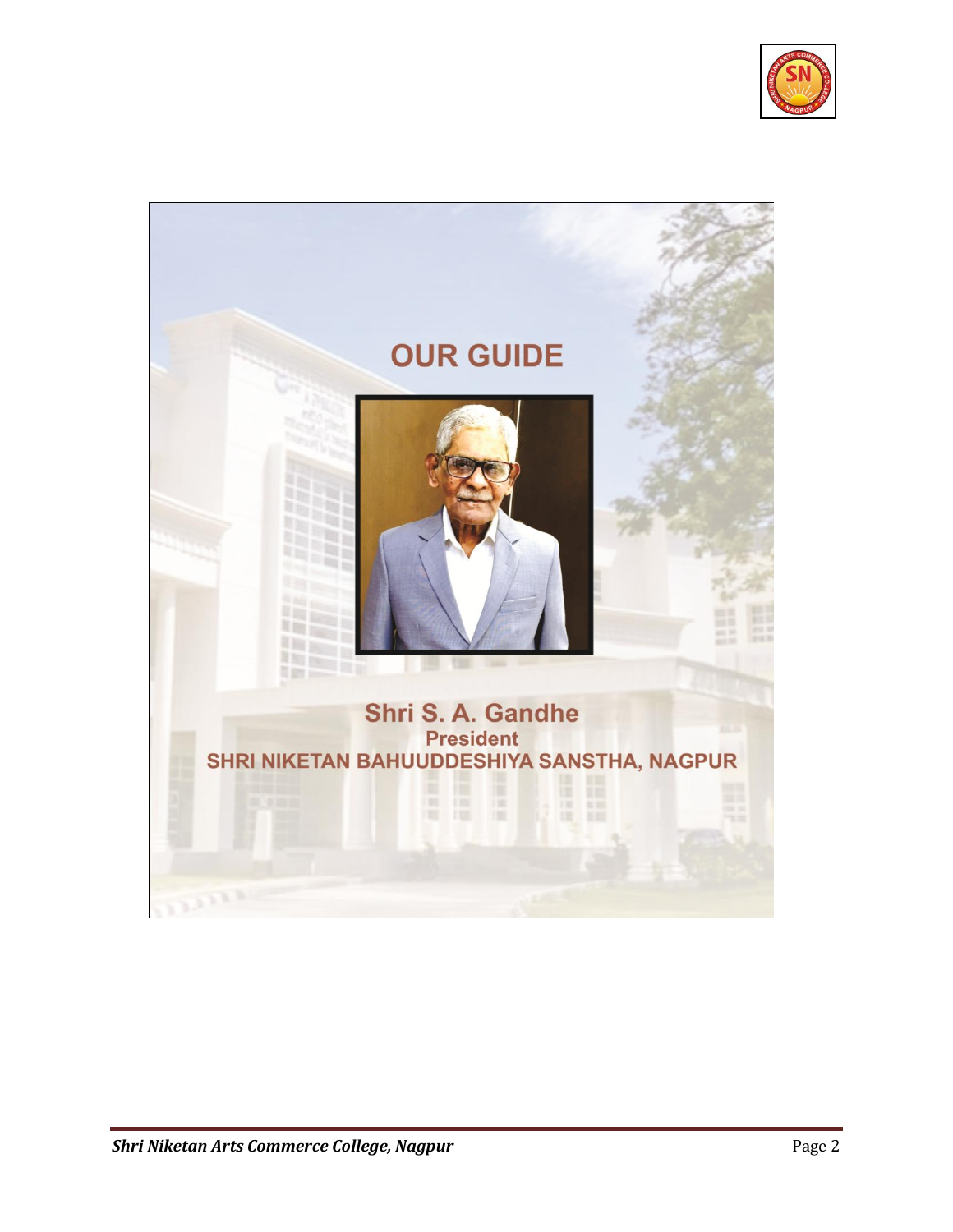# OUR GUIDE

**Shri S. A. Gandhe**

**President**

**SHRI NIKETAN BAHUUDDESHIYA SANSTHA, NAGPUR**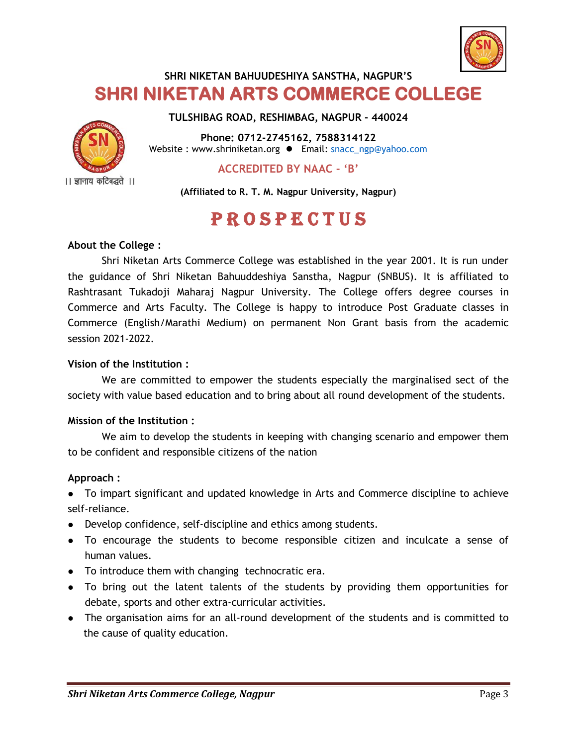SHRI NIKETAN BAHUUDESHIYA SANSTHA, NAGPUR'S

# SHRI NIKETAN ARTS COMMERCE COLLEGE

**TULSHIBAG ROAD, RESHIMBAG, NAGPUR - 440024**

**Phone: 0712-2745162, 7588314122**

Website : www.shriniketan.org ● Email: snacc_ngp@yahoo.com

**ACCREDITED BY NAAC - 'B'**

|| ज्ञानाय कटिबद्धते ||

**(Affiliated to R. T. M. Nagpur University, Nagpur)**

# PROSPECTUS

**About the College :**

Shri Niketan Arts Commerce College was established in the year 2001. It is run under the guidance of Shri Niketan Bahuuddeshiya Sanstha, Nagpur (SNBUS). It is affiliated to Rashtrasant Tukadoji Maharaj Nagpur University. The College offers degree courses in Commerce and Arts Faculty. The College is happy to introduce Post Graduate classes in Commerce (English/Marathi Medium) on permanent Non Grant basis from the academic session 2021-2022.

**Vision of the Institution :**

We are committed to empower the students especially the marginalised sect of the society with value based education and to bring about all round development of the students.

**Mission of the Institution :**

We aim to develop the students in keeping with changing scenario and empower them to be confident and responsible citizens of the nation

**Approach :**

- To impart significant and updated knowledge in Arts and Commerce discipline to achieve self-reliance.
- Develop confidence, self-discipline and ethics among students.
- To encourage the students to become responsible citizen and inculcate a sense of human values.
- To introduce them with changing technocratic era.
- To bring out the latent talents of the students by providing them opportunities for debate, sports and other extra-curricular activities.
- The organisation aims for an all-round development of the students and is committed to the cause of quality education.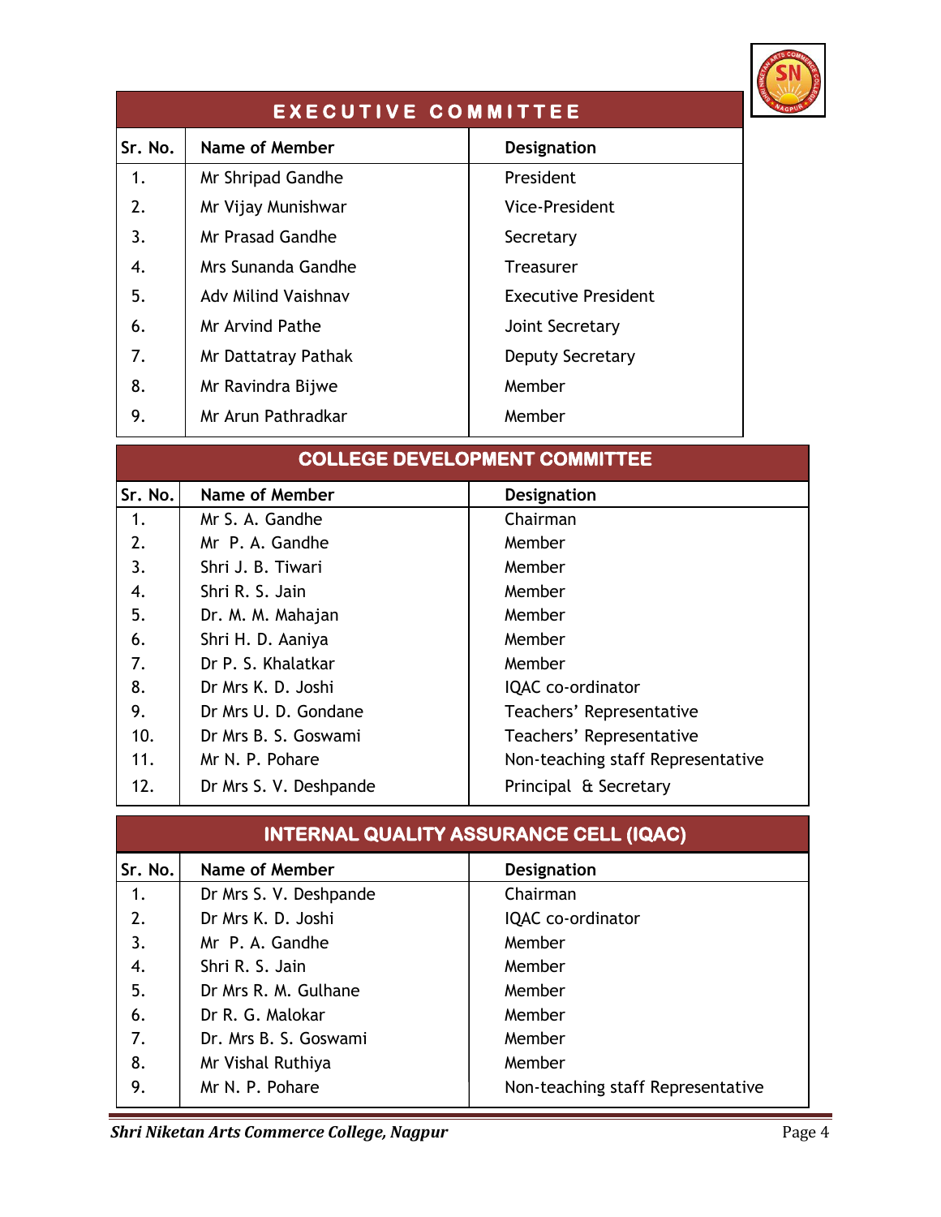## EXECUTIVE COMMITTEE

| Sr. No. | Name of Member | Designation |
|---|---|---|
| 1. | Mr Shripad Gandhe | President |
| 2. | Mr Vijay Munishwar | Vice-President |
| 3. | Mr Prasad Gandhe | Secretary |
| 4. | Mrs Sunanda Gandhe | Treasurer |
| 5. | Adv Milind Vaishnav | Executive President |
| 6. | Mr Arvind Pathe | Joint Secretary |
| 7. | Mr Dattatray Pathak | Deputy Secretary |
| 8. | Mr Ravindra Bijwe | Member |
| 9. | Mr Arun Pathradkar | Member |

## COLLEGE DEVELOPMENT COMMITTEE

| Sr. No. | Name of Member | Designation |
|---|---|---|
| 1. | Mr S. A. Gandhe | Chairman |
| 2. | Mr P. A. Gandhe | Member |
| 3. | Shri J. B. Tiwari | Member |
| 4. | Shri R. S. Jain | Member |
| 5. | Dr. M. M. Mahajan | Member |
| 6. | Shri H. D. Aaniya | Member |
| 7. | Dr P. S. Khalatkar | Member |
| 8. | Dr Mrs K. D. Joshi | IQAC co-ordinator |
| 9. | Dr Mrs U. D. Gondane | Teachers' Representative |
| 10. | Dr Mrs B. S. Goswami | Teachers' Representative |
| 11. | Mr N. P. Pohare | Non-teaching staff Representative |
| 12. | Dr Mrs S. V. Deshpande | Principal & Secretary |

## INTERNAL QUALITY ASSURANCE CELL (IQAC)

| Sr. No. | Name of Member | Designation |
|---|---|---|
| 1. | Dr Mrs S. V. Deshpande | Chairman |
| 2. | Dr Mrs K. D. Joshi | IQAC co-ordinator |
| 3. | Mr P. A. Gandhe | Member |
| 4. | Shri R. S. Jain | Member |
| 5. | Dr Mrs R. M. Gulhane | Member |
| 6. | Dr R. G. Malokar | Member |
| 7. | Dr. Mrs B. S. Goswami | Member |
| 8. | Mr Vishal Ruthiya | Member |
| 9. | Mr N. P. Pohare | Non-teaching staff Representative |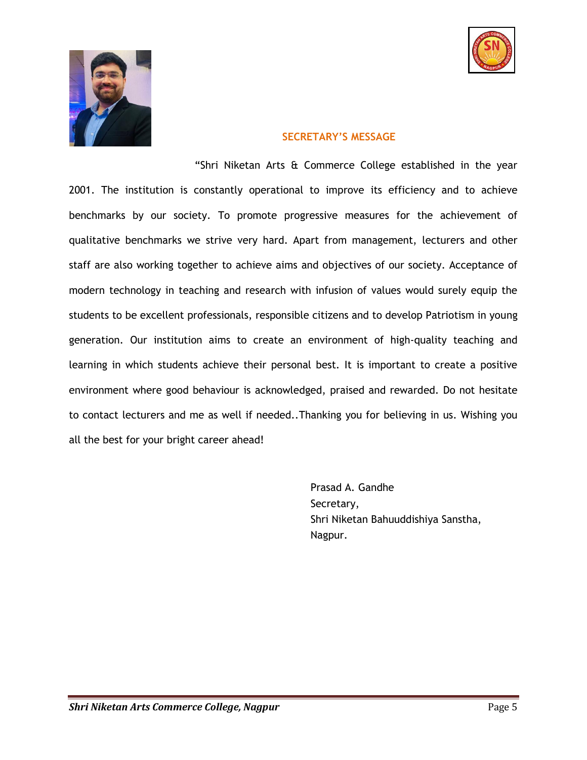## SECRETARY'S MESSAGE

"Shri Niketan Arts & Commerce College established in the year 2001. The institution is constantly operational to improve its efficiency and to achieve benchmarks by our society. To promote progressive measures for the achievement of qualitative benchmarks we strive very hard. Apart from management, lecturers and other staff are also working together to achieve aims and objectives of our society. Acceptance of modern technology in teaching and research with infusion of values would surely equip the students to be excellent professionals, responsible citizens and to develop Patriotism in young generation. Our institution aims to create an environment of high-quality teaching and learning in which students achieve their personal best. It is important to create a positive environment where good behaviour is acknowledged, praised and rewarded. Do not hesitate to contact lecturers and me as well if needed..Thanking you for believing in us. Wishing you all the best for your bright career ahead!

Prasad A. Gandhe
Secretary,
Shri Niketan Bahuuddishiya Sanstha,
Nagpur.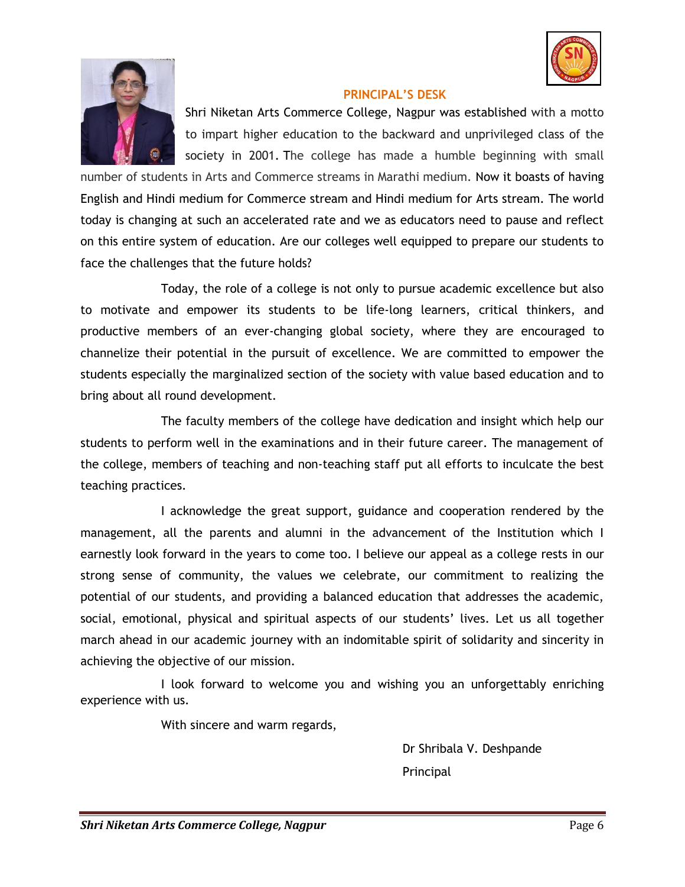## PRINCIPAL'S DESK

Shri Niketan Arts Commerce College, Nagpur was established with a motto to impart higher education to the backward and unprivileged class of the society in 2001. The college has made a humble beginning with small number of students in Arts and Commerce streams in Marathi medium. Now it boasts of having English and Hindi medium for Commerce stream and Hindi medium for Arts stream. The world today is changing at such an accelerated rate and we as educators need to pause and reflect on this entire system of education. Are our colleges well equipped to prepare our students to face the challenges that the future holds?

Today, the role of a college is not only to pursue academic excellence but also to motivate and empower its students to be life-long learners, critical thinkers, and productive members of an ever-changing global society, where they are encouraged to channelize their potential in the pursuit of excellence. We are committed to empower the students especially the marginalized section of the society with value based education and to bring about all round development.

The faculty members of the college have dedication and insight which help our students to perform well in the examinations and in their future career. The management of the college, members of teaching and non-teaching staff put all efforts to inculcate the best teaching practices.

I acknowledge the great support, guidance and cooperation rendered by the management, all the parents and alumni in the advancement of the Institution which I earnestly look forward in the years to come too. I believe our appeal as a college rests in our strong sense of community, the values we celebrate, our commitment to realizing the potential of our students, and providing a balanced education that addresses the academic, social, emotional, physical and spiritual aspects of our students' lives. Let us all together march ahead in our academic journey with an indomitable spirit of solidarity and sincerity in achieving the objective of our mission.

I look forward to welcome you and wishing you an unforgettably enriching experience with us.

With sincere and warm regards,

Dr Shribala V. Deshpande

Principal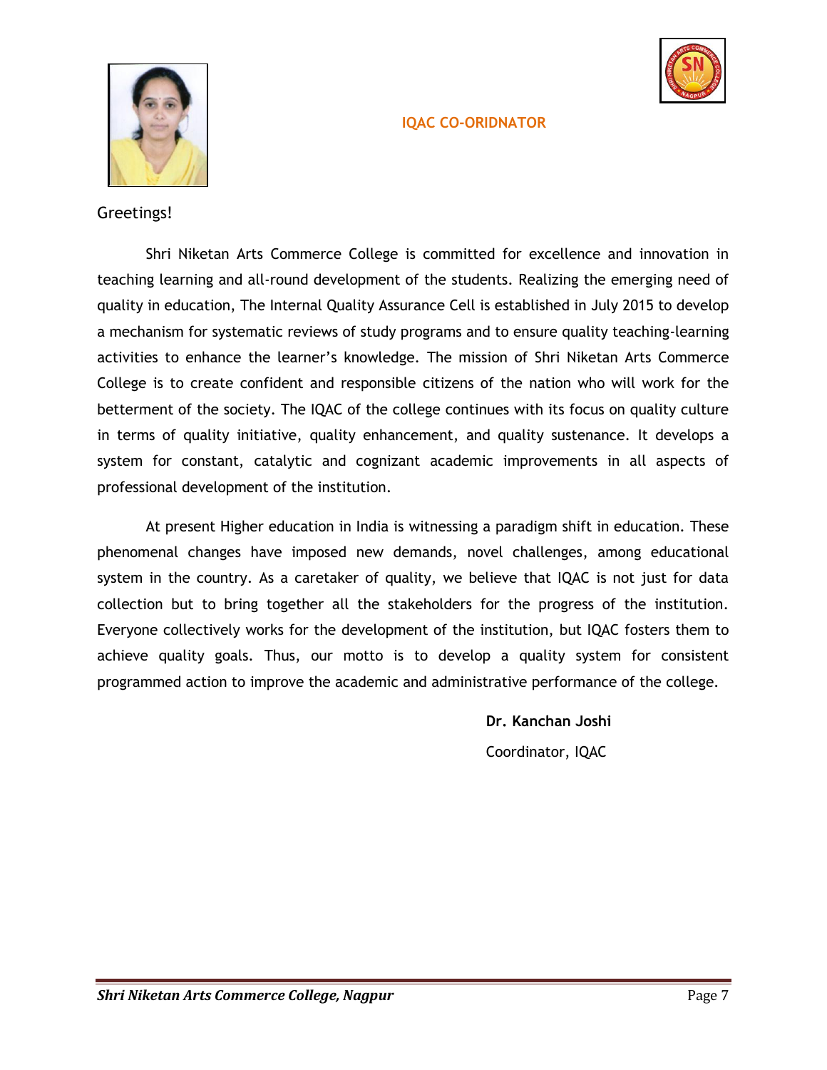## IQAC CO-ORIDNATOR

Greetings!

Shri Niketan Arts Commerce College is committed for excellence and innovation in teaching learning and all-round development of the students. Realizing the emerging need of quality in education, The Internal Quality Assurance Cell is established in July 2015 to develop a mechanism for systematic reviews of study programs and to ensure quality teaching-learning activities to enhance the learner's knowledge. The mission of Shri Niketan Arts Commerce College is to create confident and responsible citizens of the nation who will work for the betterment of the society. The IQAC of the college continues with its focus on quality culture in terms of quality initiative, quality enhancement, and quality sustenance. It develops a system for constant, catalytic and cognizant academic improvements in all aspects of professional development of the institution.

At present Higher education in India is witnessing a paradigm shift in education. These phenomenal changes have imposed new demands, novel challenges, among educational system in the country. As a caretaker of quality, we believe that IQAC is not just for data collection but to bring together all the stakeholders for the progress of the institution. Everyone collectively works for the development of the institution, but IQAC fosters them to achieve quality goals. Thus, our motto is to develop a quality system for consistent programmed action to improve the academic and administrative performance of the college.

**Dr. Kanchan Joshi**

Coordinator, IQAC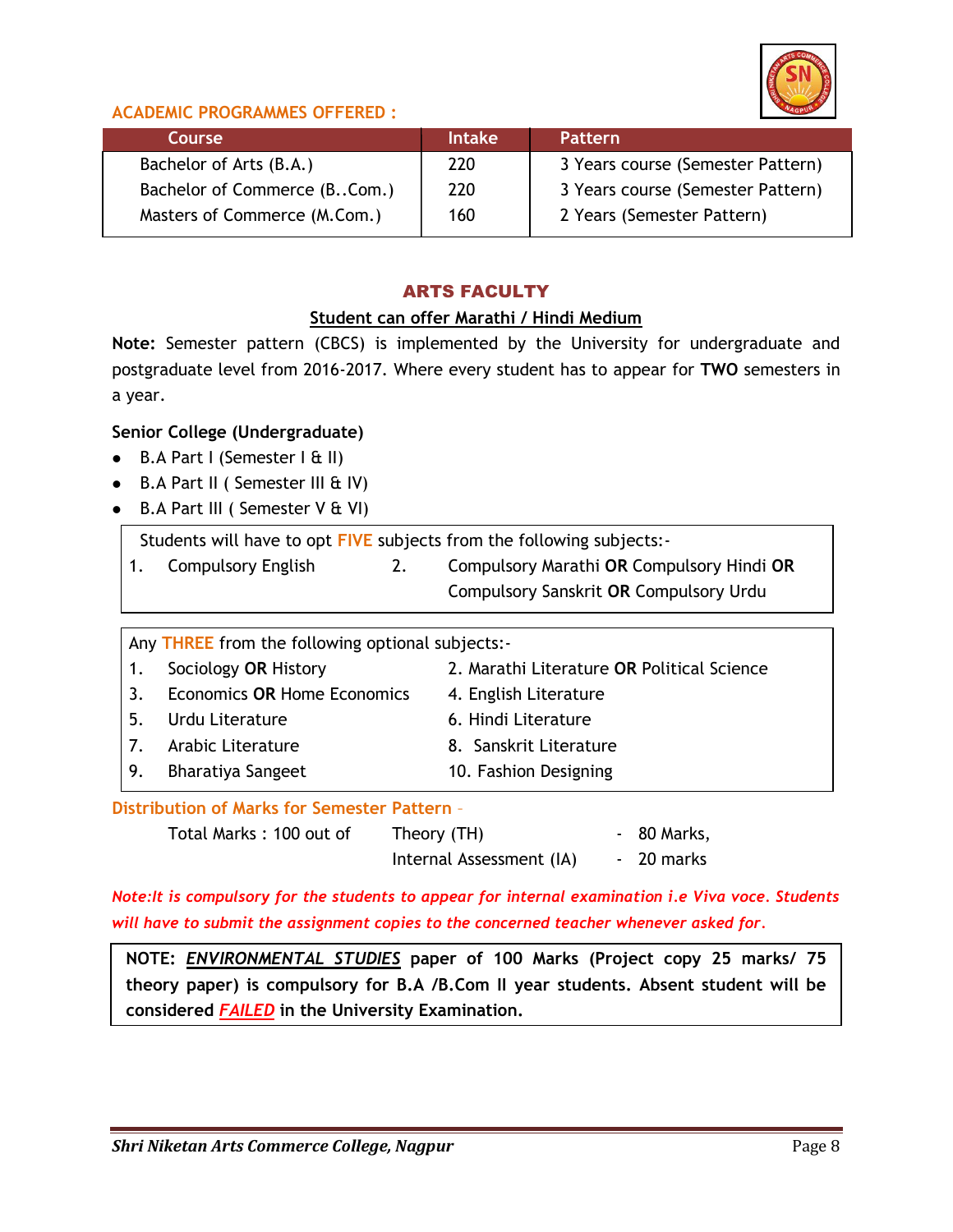### ACADEMIC PROGRAMMES OFFERED :

| Course | Intake | Pattern |
|---|---|---|
| Bachelor of Arts (B.A.) | 220 | 3 Years course (Semester Pattern) |
| Bachelor of Commerce (B..Com.) | 220 | 3 Years course (Semester Pattern) |
| Masters of Commerce (M.Com.) | 160 | 2 Years (Semester Pattern) |

## ARTS FACULTY

**Student can offer Marathi / Hindi Medium**

**Note:** Semester pattern (CBCS) is implemented by the University for undergraduate and postgraduate level from 2016-2017. Where every student has to appear for **TWO** semesters in a year.

**Senior College (Undergraduate)**

- B.A Part I (Semester I & II)
- B.A Part II ( Semester III & IV)
- B.A Part III ( Semester V & VI)

Students will have to opt **FIVE** subjects from the following subjects:-

1. Compulsory English
2. Compulsory Marathi **OR** Compulsory Hindi **OR** Compulsory Sanskrit **OR** Compulsory Urdu

Any **THREE** from the following optional subjects:-

1. Sociology **OR** History
2. Marathi Literature **OR** Political Science
3. Economics **OR** Home Economics
4. English Literature
5. Urdu Literature
6. Hindi Literature
7. Arabic Literature
8. Sanskrit Literature
9. Bharatiya Sangeet
10. Fashion Designing

**Distribution of Marks for Semester Pattern –**

Total Marks : 100 out of  Theory (TH) - 80 Marks,
Internal Assessment (IA) - 20 marks

*Note:It is compulsory for the students to appear for internal examination i.e Viva voce. Students will have to submit the assignment copies to the concerned teacher whenever asked for.*

**NOTE: *ENVIRONMENTAL STUDIES* paper of 100 Marks (Project copy 25 marks/ 75 theory paper) is compulsory for B.A /B.Com II year students. Absent student will be considered *FAILED* in the University Examination.**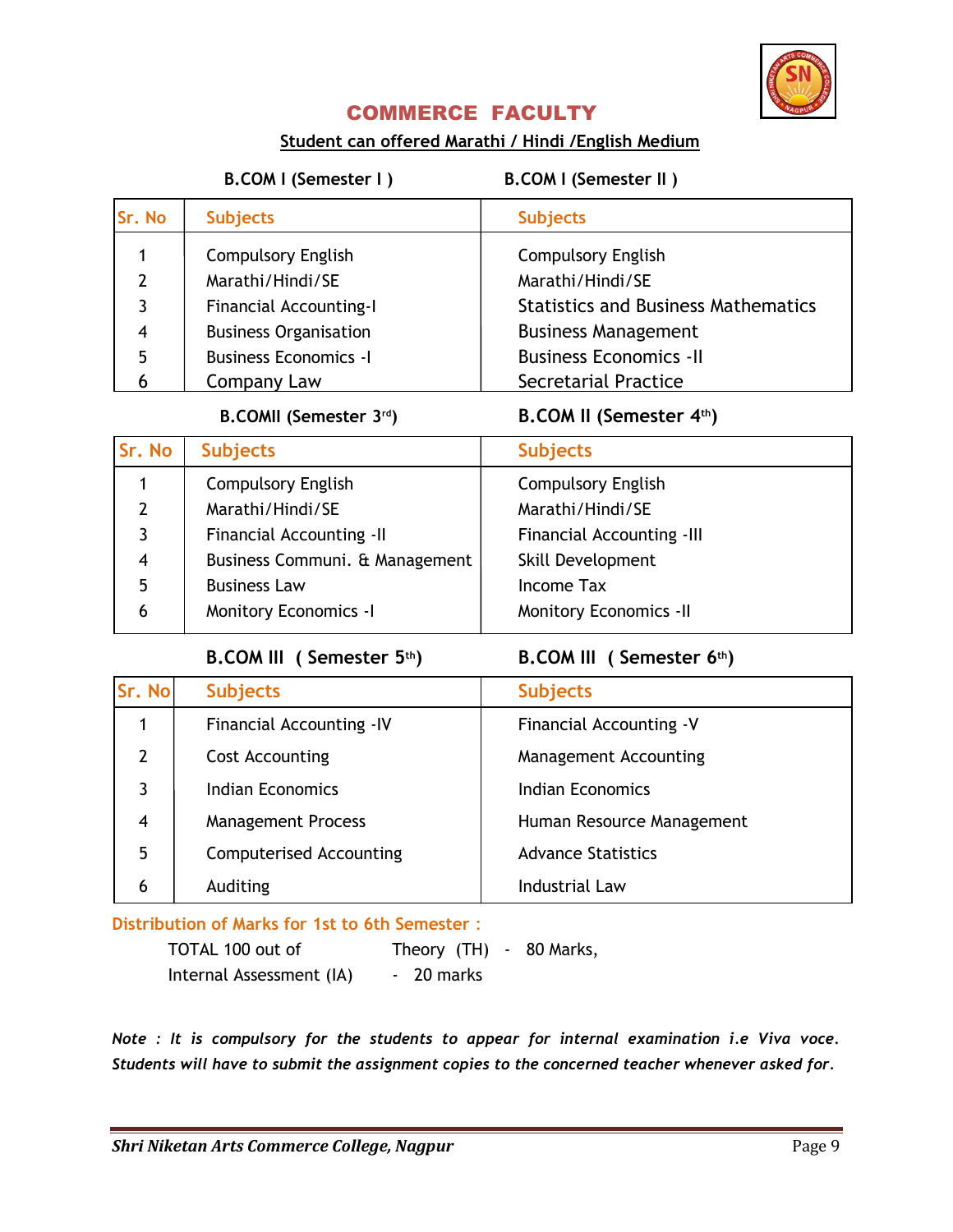# COMMERCE FACULTY

**Student can offered Marathi / Hindi /English Medium**

| Sr. No | B.COM I (Semester I ) Subjects | B.COM I (Semester II ) Subjects |
|---|---|---|
| 1 | Compulsory English | Compulsory English |
| 2 | Marathi/Hindi/SE | Marathi/Hindi/SE |
| 3 | Financial Accounting-I | Statistics and Business Mathematics |
| 4 | Business Organisation | Business Management |
| 5 | Business Economics -I | Business Economics -II |
| 6 | Company Law | Secretarial Practice |

| Sr. No | B.COMII (Semester 3rd) Subjects | B.COM II (Semester 4th) Subjects |
|---|---|---|
| 1 | Compulsory English | Compulsory English |
| 2 | Marathi/Hindi/SE | Marathi/Hindi/SE |
| 3 | Financial Accounting -II | Financial Accounting -III |
| 4 | Business Communi. & Management | Skill Development |
| 5 | Business Law | Income Tax |
| 6 | Monitory Economics -I | Monitory Economics -II |

| Sr. No | B.COM III ( Semester 5th) Subjects | B.COM III ( Semester 6th) Subjects |
|---|---|---|
| 1 | Financial Accounting -IV | Financial Accounting -V |
| 2 | Cost Accounting | Management Accounting |
| 3 | Indian Economics | Indian Economics |
| 4 | Management Process | Human Resource Management |
| 5 | Computerised Accounting | Advance Statistics |
| 6 | Auditing | Industrial Law |

**Distribution of Marks for 1st to 6th Semester :**

TOTAL 100 out of Theory (TH) - 80 Marks,

Internal Assessment (IA) - 20 marks

*Note : It is compulsory for the students to appear for internal examination i.e Viva voce. Students will have to submit the assignment copies to the concerned teacher whenever asked for.*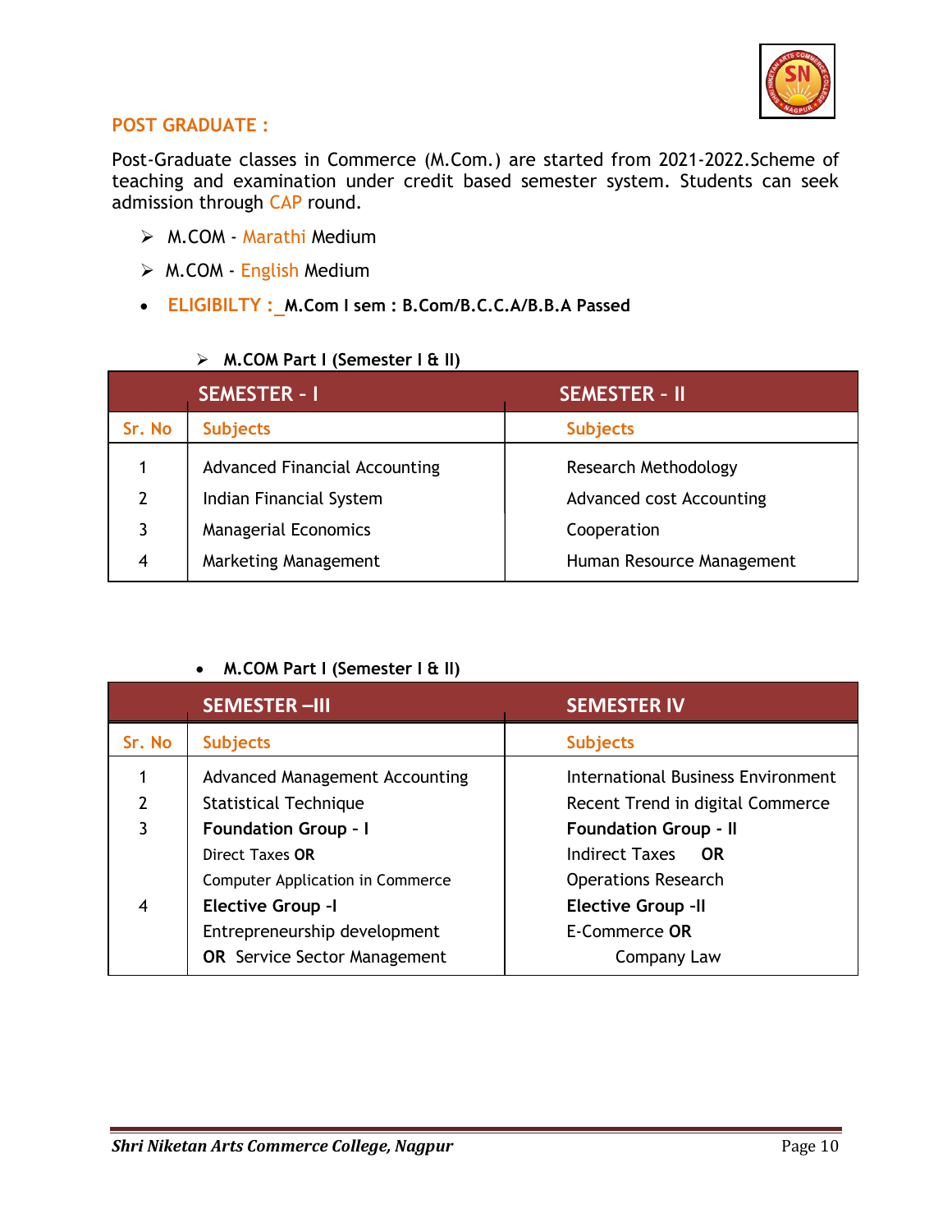## POST GRADUATE :

Post-Graduate classes in Commerce (M.Com.) are started from 2021-2022.Scheme of teaching and examination under credit based semester system. Students can seek admission through CAP round.

- M.COM - Marathi Medium
- M.COM - English Medium

- **ELIGIBILTY : M.Com I sem : B.Com/B.C.C.A/B.B.A Passed**

- **M.COM Part I (Semester I & II)**

| | SEMESTER - I | SEMESTER - II |
|---|---|---|
| Sr. No | Subjects | Subjects |
| 1 | Advanced Financial Accounting | Research Methodology |
| 2 | Indian Financial System | Advanced cost Accounting |
| 3 | Managerial Economics | Cooperation |
| 4 | Marketing Management | Human Resource Management |

- **M.COM Part I (Semester I & II)**

| | SEMESTER –III | SEMESTER IV |
|---|---|---|
| Sr. No | Subjects | Subjects |
| 1 | Advanced Management Accounting | International Business Environment |
| 2 | Statistical Technique | Recent Trend in digital Commerce |
| 3 | **Foundation Group - I**<br>Direct Taxes **OR**<br>Computer Application in Commerce | **Foundation Group - II**<br>Indirect Taxes **OR**<br>Operations Research |
| 4 | **Elective Group -I**<br>Entrepreneurship development<br>**OR** Service Sector Management | **Elective Group -II**<br>E-Commerce **OR**<br>Company Law |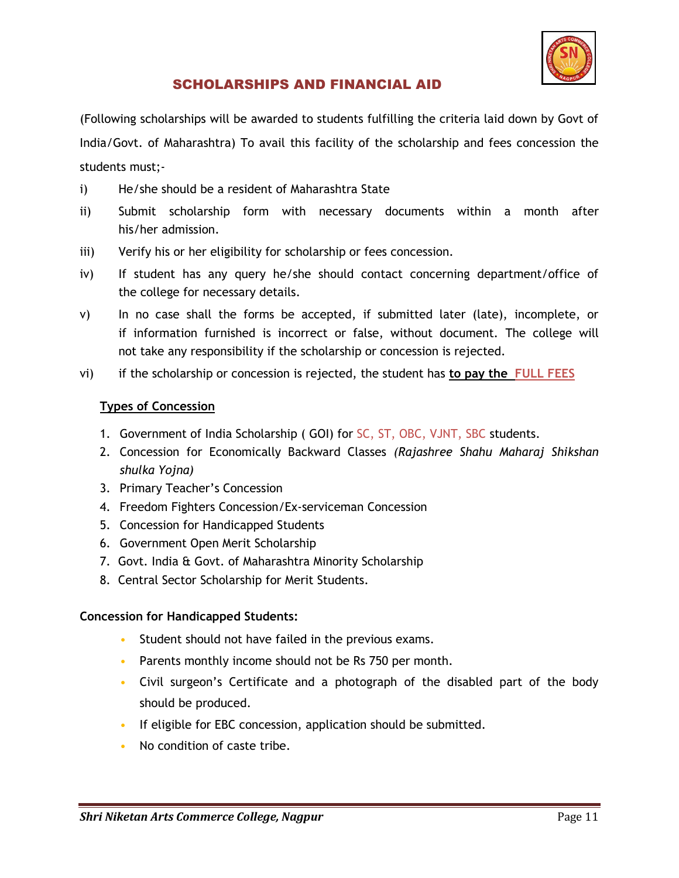## SCHOLARSHIPS AND FINANCIAL AID

(Following scholarships will be awarded to students fulfilling the criteria laid down by Govt of India/Govt. of Maharashtra) To avail this facility of the scholarship and fees concession the students must;-

i) He/she should be a resident of Maharashtra State

ii) Submit scholarship form with necessary documents within a month after his/her admission.

iii) Verify his or her eligibility for scholarship or fees concession.

iv) If student has any query he/she should contact concerning department/office of the college for necessary details.

v) In no case shall the forms be accepted, if submitted later (late), incomplete, or if information furnished is incorrect or false, without document. The college will not take any responsibility if the scholarship or concession is rejected.

vi) if the scholarship or concession is rejected, the student has **to pay the FULL FEES**

**Types of Concession**

1. Government of India Scholarship ( GOI) for SC, ST, OBC, VJNT, SBC students.
2. Concession for Economically Backward Classes *(Rajashree Shahu Maharaj Shikshan shulka Yojna)*
3. Primary Teacher's Concession
4. Freedom Fighters Concession/Ex-serviceman Concession
5. Concession for Handicapped Students
6. Government Open Merit Scholarship
7. Govt. India & Govt. of Maharashtra Minority Scholarship
8. Central Sector Scholarship for Merit Students.

**Concession for Handicapped Students:**

- Student should not have failed in the previous exams.
- Parents monthly income should not be Rs 750 per month.
- Civil surgeon's Certificate and a photograph of the disabled part of the body should be produced.
- If eligible for EBC concession, application should be submitted.
- No condition of caste tribe.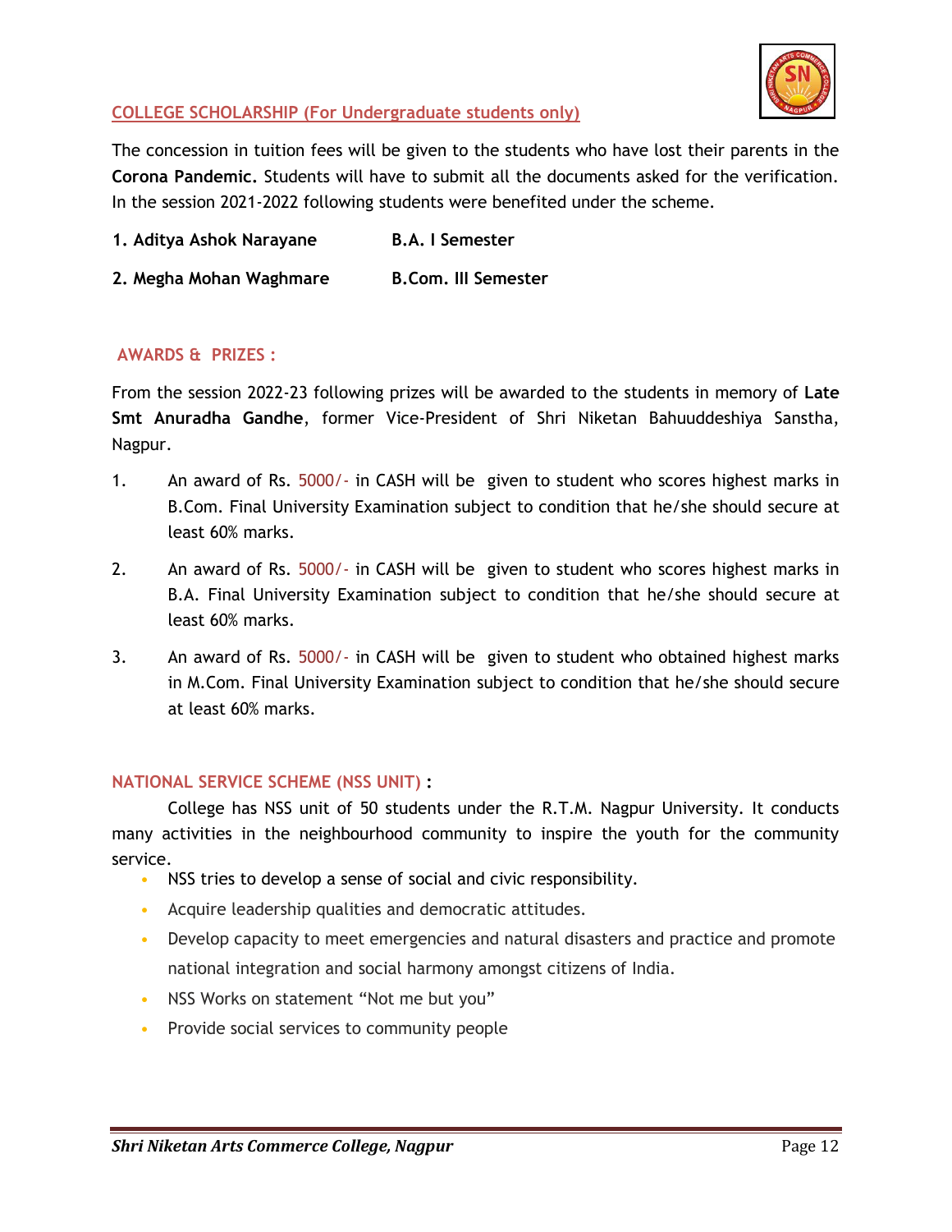## COLLEGE SCHOLARSHIP (For Undergraduate students only)

The concession in tuition fees will be given to the students who have lost their parents in the **Corona Pandemic.** Students will have to submit all the documents asked for the verification. In the session 2021-2022 following students were benefited under the scheme.

**1. Aditya Ashok Narayane** **B.A. I Semester**

**2. Megha Mohan Waghmare** **B.Com. III Semester**

## AWARDS & PRIZES :

From the session 2022-23 following prizes will be awarded to the students in memory of **Late Smt Anuradha Gandhe**, former Vice-President of Shri Niketan Bahuuddeshiya Sanstha, Nagpur.

1. An award of Rs. 5000/- in CASH will be given to student who scores highest marks in B.Com. Final University Examination subject to condition that he/she should secure at least 60% marks.
2. An award of Rs. 5000/- in CASH will be given to student who scores highest marks in B.A. Final University Examination subject to condition that he/she should secure at least 60% marks.
3. An award of Rs. 5000/- in CASH will be given to student who obtained highest marks in M.Com. Final University Examination subject to condition that he/she should secure at least 60% marks.

## NATIONAL SERVICE SCHEME (NSS UNIT) :

College has NSS unit of 50 students under the R.T.M. Nagpur University. It conducts many activities in the neighbourhood community to inspire the youth for the community service.

- NSS tries to develop a sense of social and civic responsibility.
- Acquire leadership qualities and democratic attitudes.
- Develop capacity to meet emergencies and natural disasters and practice and promote national integration and social harmony amongst citizens of India.
- NSS Works on statement "Not me but you"
- Provide social services to community people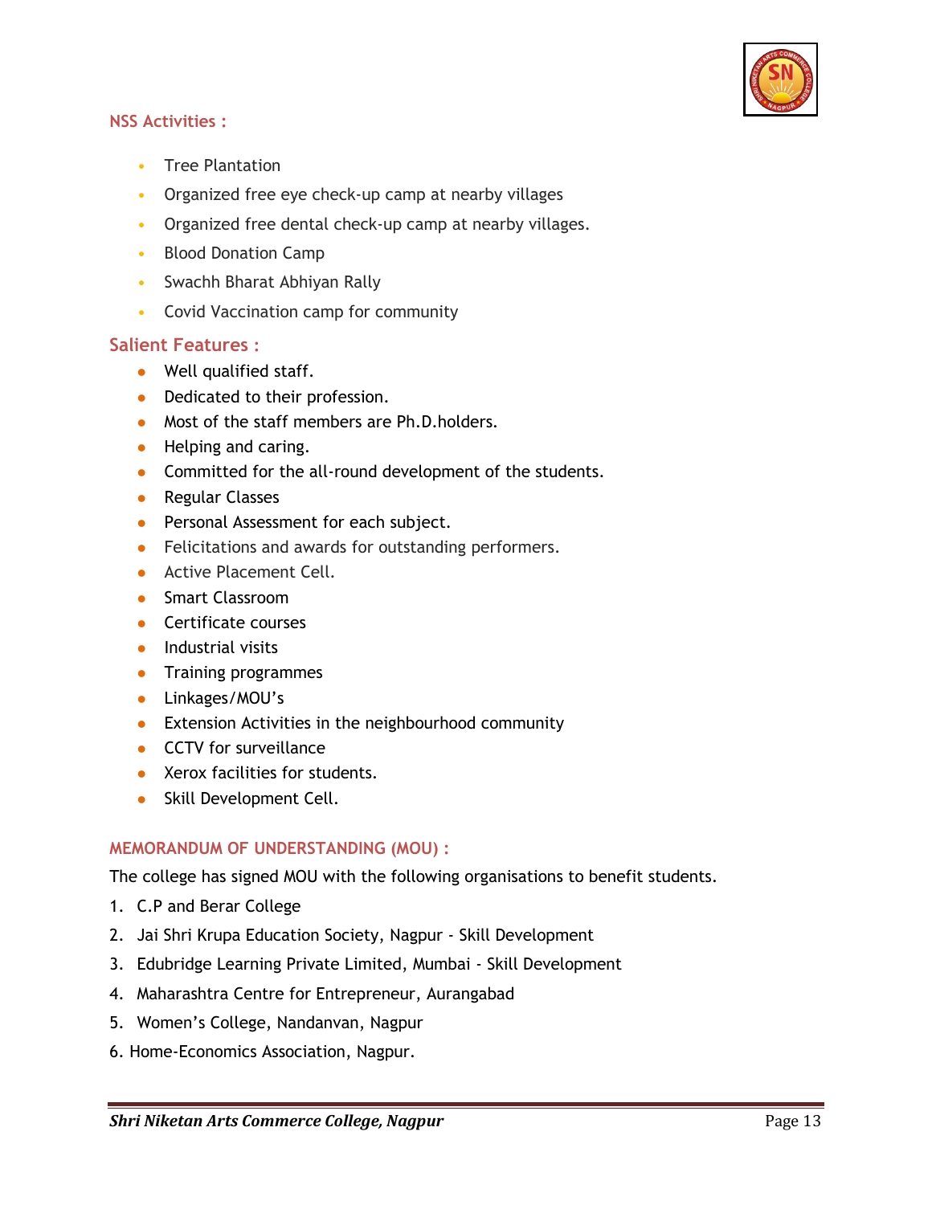## NSS Activities :

- Tree Plantation
- Organized free eye check-up camp at nearby villages
- Organized free dental check-up camp at nearby villages.
- Blood Donation Camp
- Swachh Bharat Abhiyan Rally
- Covid Vaccination camp for community

## Salient Features :

- Well qualified staff.
- Dedicated to their profession.
- Most of the staff members are Ph.D.holders.
- Helping and caring.
- Committed for the all-round development of the students.
- Regular Classes
- Personal Assessment for each subject.
- Felicitations and awards for outstanding performers.
- Active Placement Cell.
- Smart Classroom
- Certificate courses
- Industrial visits
- Training programmes
- Linkages/MOU's
- Extension Activities in the neighbourhood community
- CCTV for surveillance
- Xerox facilities for students.
- Skill Development Cell.

## MEMORANDUM OF UNDERSTANDING (MOU) :

The college has signed MOU with the following organisations to benefit students.

1. C.P and Berar College
2. Jai Shri Krupa Education Society, Nagpur - Skill Development
3. Edubridge Learning Private Limited, Mumbai - Skill Development
4. Maharashtra Centre for Entrepreneur, Aurangabad
5. Women's College, Nandanvan, Nagpur
6. Home-Economics Association, Nagpur.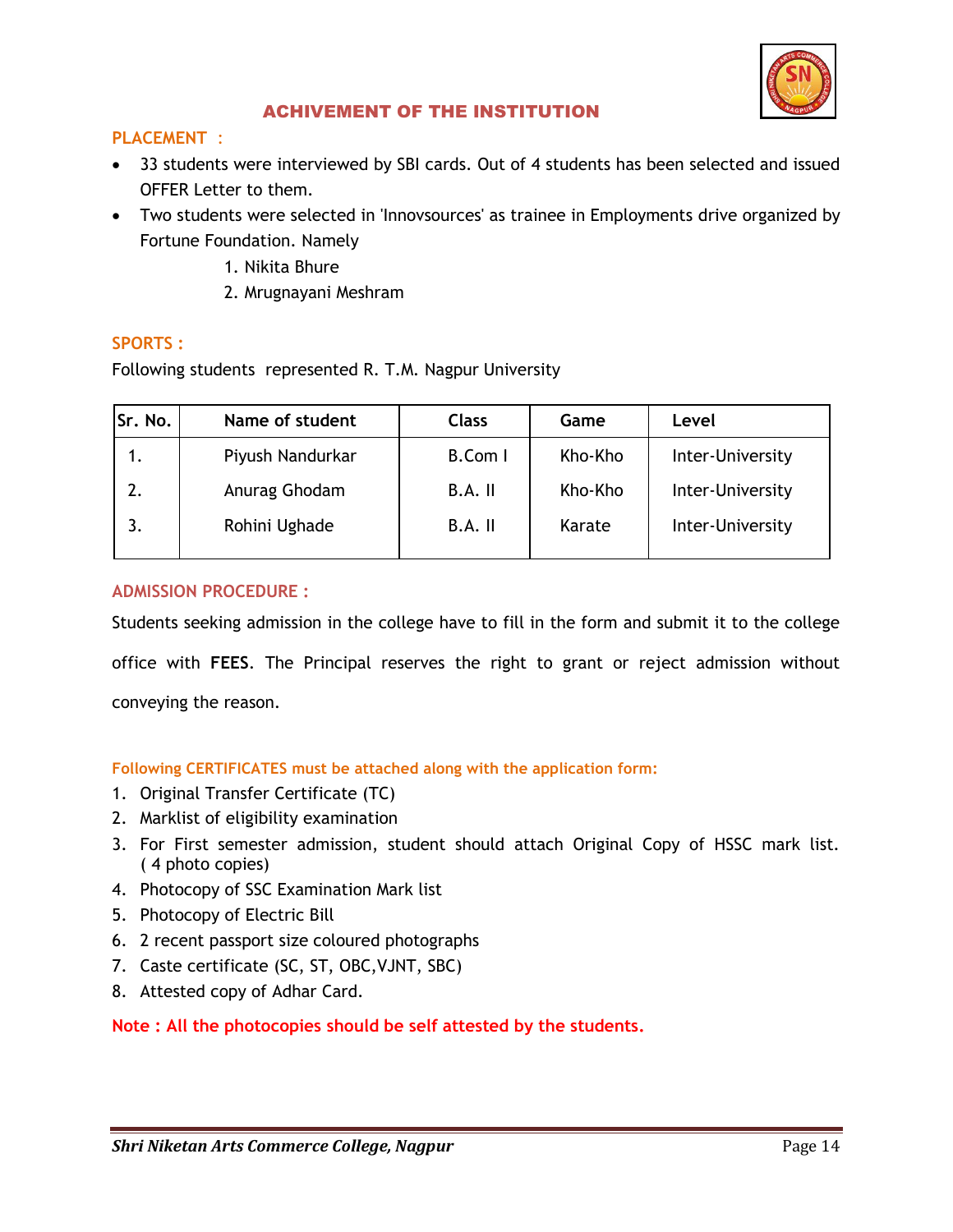# ACHIVEMENT OF THE INSTITUTION

## PLACEMENT :

- 33 students were interviewed by SBI cards. Out of 4 students has been selected and issued OFFER Letter to them.
- Two students were selected in 'Innovsources' as trainee in Employments drive organized by Fortune Foundation. Namely
    1. Nikita Bhure
    2. Mrugnayani Meshram

## SPORTS :

Following students represented R. T.M. Nagpur University

| Sr. No. | Name of student | Class | Game | Level |
|---|---|---|---|---|
| 1. | Piyush Nandurkar | B.Com I | Kho-Kho | Inter-University |
| 2. | Anurag Ghodam | B.A. II | Kho-Kho | Inter-University |
| 3. | Rohini Ughade | B.A. II | Karate | Inter-University |

## ADMISSION PROCEDURE :

Students seeking admission in the college have to fill in the form and submit it to the college office with **FEES**. The Principal reserves the right to grant or reject admission without conveying the reason.

### Following CERTIFICATES must be attached along with the application form:

1. Original Transfer Certificate (TC)
2. Marklist of eligibility examination
3. For First semester admission, student should attach Original Copy of HSSC mark list. ( 4 photo copies)
4. Photocopy of SSC Examination Mark list
5. Photocopy of Electric Bill
6. 2 recent passport size coloured photographs
7. Caste certificate (SC, ST, OBC,VJNT, SBC)
8. Attested copy of Adhar Card.

**Note : All the photocopies should be self attested by the students.**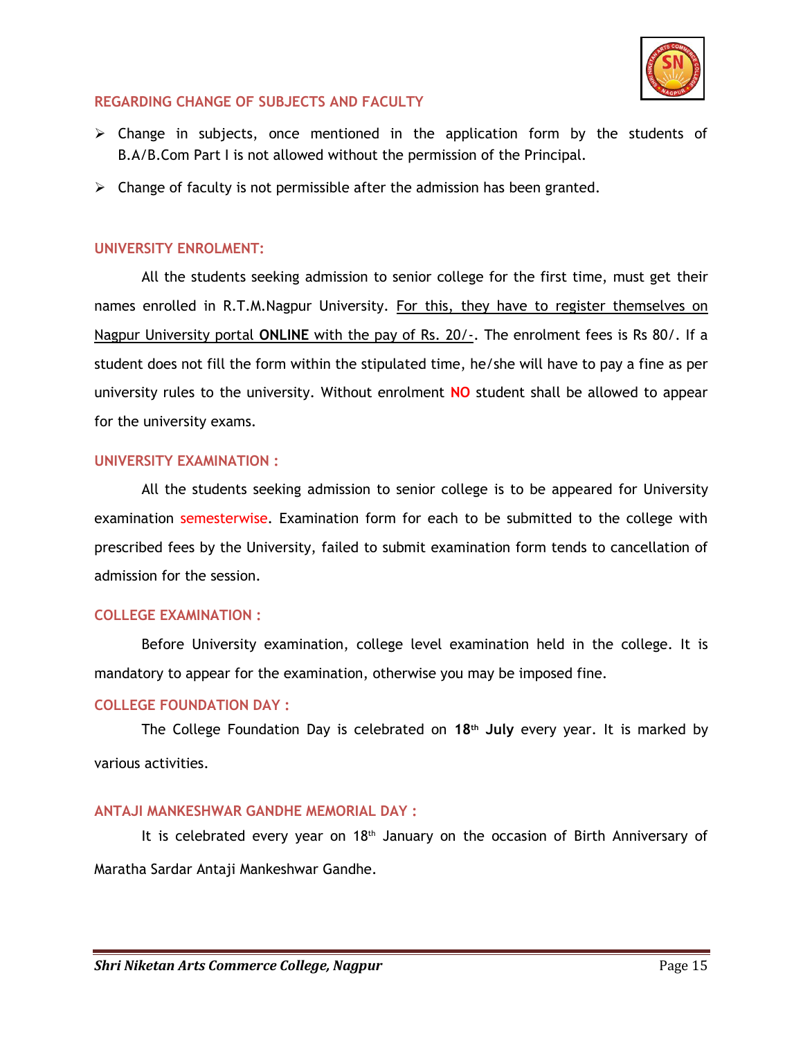### REGARDING CHANGE OF SUBJECTS AND FACULTY

- Change in subjects, once mentioned in the application form by the students of B.A/B.Com Part I is not allowed without the permission of the Principal.
- Change of faculty is not permissible after the admission has been granted.

### UNIVERSITY ENROLMENT:

All the students seeking admission to senior college for the first time, must get their names enrolled in R.T.M.Nagpur University. For this, they have to register themselves on Nagpur University portal **ONLINE** with the pay of Rs. 20/-. The enrolment fees is Rs 80/. If a student does not fill the form within the stipulated time, he/she will have to pay a fine as per university rules to the university. Without enrolment **NO** student shall be allowed to appear for the university exams.

### UNIVERSITY EXAMINATION :

All the students seeking admission to senior college is to be appeared for University examination semesterwise. Examination form for each to be submitted to the college with prescribed fees by the University, failed to submit examination form tends to cancellation of admission for the session.

### COLLEGE EXAMINATION :

Before University examination, college level examination held in the college. It is mandatory to appear for the examination, otherwise you may be imposed fine.

### COLLEGE FOUNDATION DAY :

The College Foundation Day is celebrated on **18th July** every year. It is marked by various activities.

### ANTAJI MANKESHWAR GANDHE MEMORIAL DAY :

It is celebrated every year on 18th January on the occasion of Birth Anniversary of Maratha Sardar Antaji Mankeshwar Gandhe.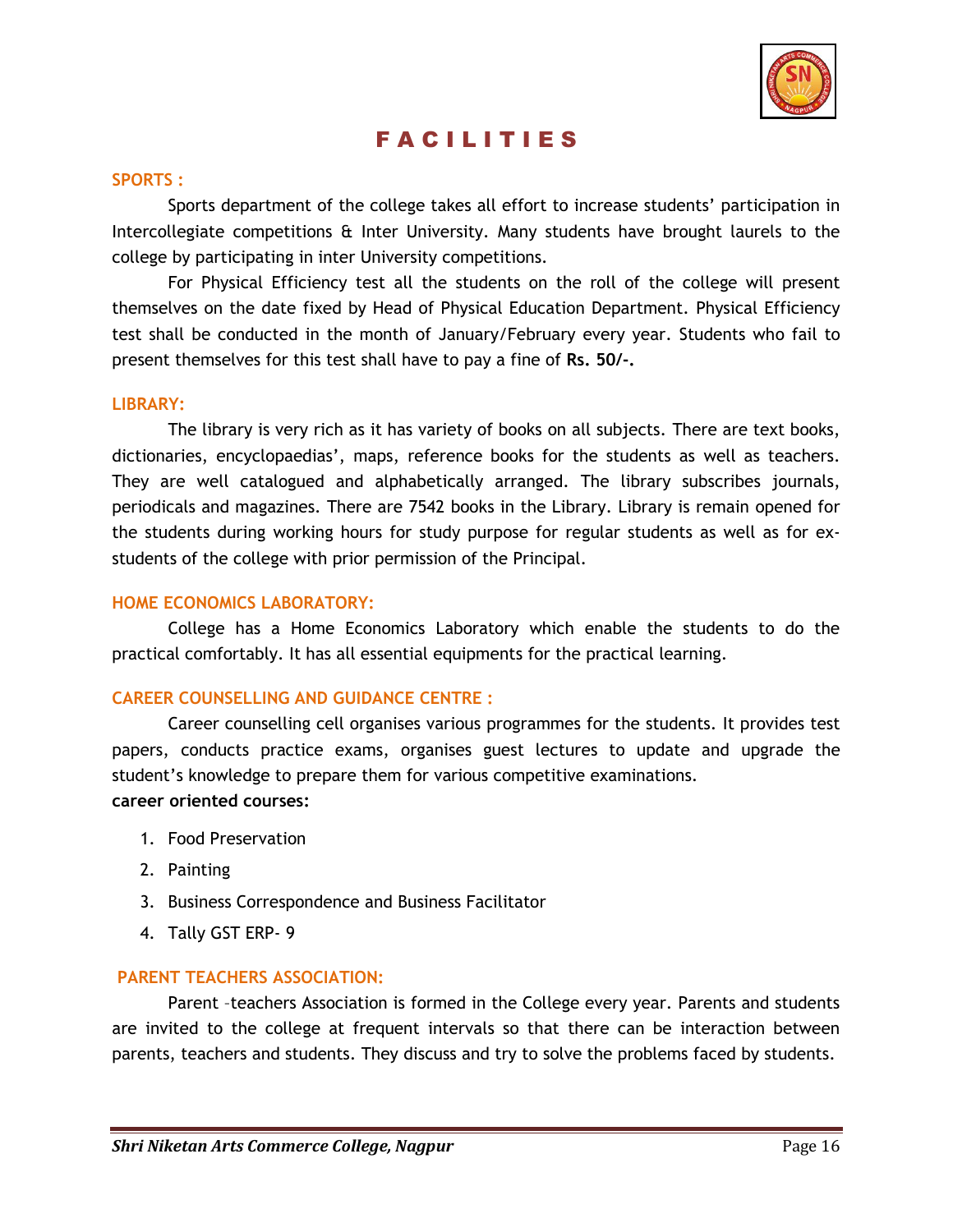# F A C I L I T I E S

## SPORTS :

Sports department of the college takes all effort to increase students' participation in Intercollegiate competitions & Inter University. Many students have brought laurels to the college by participating in inter University competitions.

For Physical Efficiency test all the students on the roll of the college will present themselves on the date fixed by Head of Physical Education Department. Physical Efficiency test shall be conducted in the month of January/February every year. Students who fail to present themselves for this test shall have to pay a fine of **Rs. 50/-.**

## LIBRARY:

The library is very rich as it has variety of books on all subjects. There are text books, dictionaries, encyclopaedias', maps, reference books for the students as well as teachers. They are well catalogued and alphabetically arranged. The library subscribes journals, periodicals and magazines. There are 7542 books in the Library. Library is remain opened for the students during working hours for study purpose for regular students as well as for ex-students of the college with prior permission of the Principal.

## HOME ECONOMICS LABORATORY:

College has a Home Economics Laboratory which enable the students to do the practical comfortably. It has all essential equipments for the practical learning.

## CAREER COUNSELLING AND GUIDANCE CENTRE :

Career counselling cell organises various programmes for the students. It provides test papers, conducts practice exams, organises guest lectures to update and upgrade the student's knowledge to prepare them for various competitive examinations.

**career oriented courses:**

1. Food Preservation
2. Painting
3. Business Correspondence and Business Facilitator
4. Tally GST ERP- 9

## PARENT TEACHERS ASSOCIATION:

Parent –teachers Association is formed in the College every year. Parents and students are invited to the college at frequent intervals so that there can be interaction between parents, teachers and students. They discuss and try to solve the problems faced by students.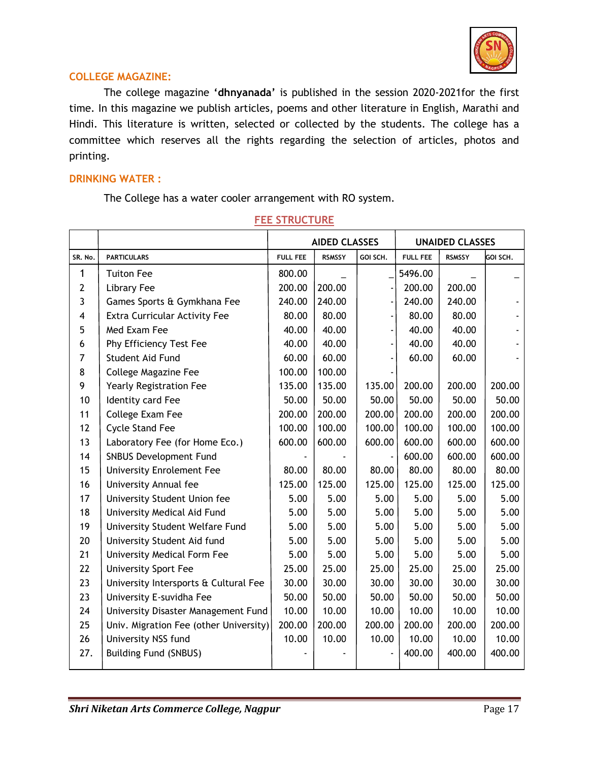### COLLEGE MAGAZINE:

The college magazine **'dhnyanada'** is published in the session 2020-2021for the first time. In this magazine we publish articles, poems and other literature in English, Marathi and Hindi. This literature is written, selected or collected by the students. The college has a committee which reserves all the rights regarding the selection of articles, photos and printing.

### DRINKING WATER :

The College has a water cooler arrangement with RO system.

## FEE STRUCTURE

| | | AIDED CLASSES | | | UNAIDED CLASSES | | |
|---|---|---|---|---|---|---|---|
| SR. No. | PARTICULARS | FULL FEE | RSMSSY | GOI SCH. | FULL FEE | RSMSSY | GOI SCH. |
| 1 | Tuiton Fee | 800.00 | _ | _ | 5496.00 | _ | _ |
| 2 | Library Fee | 200.00 | 200.00 | - | 200.00 | 200.00 | |
| 3 | Games Sports & Gymkhana Fee | 240.00 | 240.00 | - | 240.00 | 240.00 | - |
| 4 | Extra Curricular Activity Fee | 80.00 | 80.00 | - | 80.00 | 80.00 | - |
| 5 | Med Exam Fee | 40.00 | 40.00 | - | 40.00 | 40.00 | - |
| 6 | Phy Efficiency Test Fee | 40.00 | 40.00 | - | 40.00 | 40.00 | - |
| 7 | Student Aid Fund | 60.00 | 60.00 | - | 60.00 | 60.00 | - |
| 8 | College Magazine Fee | 100.00 | 100.00 | - | | | |
| 9 | Yearly Registration Fee | 135.00 | 135.00 | 135.00 | 200.00 | 200.00 | 200.00 |
| 10 | Identity card Fee | 50.00 | 50.00 | 50.00 | 50.00 | 50.00 | 50.00 |
| 11 | College Exam Fee | 200.00 | 200.00 | 200.00 | 200.00 | 200.00 | 200.00 |
| 12 | Cycle Stand Fee | 100.00 | 100.00 | 100.00 | 100.00 | 100.00 | 100.00 |
| 13 | Laboratory Fee (for Home Eco.) | 600.00 | 600.00 | 600.00 | 600.00 | 600.00 | 600.00 |
| 14 | SNBUS Development Fund | - | - | - | 600.00 | 600.00 | 600.00 |
| 15 | University Enrolement Fee | 80.00 | 80.00 | 80.00 | 80.00 | 80.00 | 80.00 |
| 16 | University Annual fee | 125.00 | 125.00 | 125.00 | 125.00 | 125.00 | 125.00 |
| 17 | University Student Union fee | 5.00 | 5.00 | 5.00 | 5.00 | 5.00 | 5.00 |
| 18 | University Medical Aid Fund | 5.00 | 5.00 | 5.00 | 5.00 | 5.00 | 5.00 |
| 19 | University Student Welfare Fund | 5.00 | 5.00 | 5.00 | 5.00 | 5.00 | 5.00 |
| 20 | University Student Aid fund | 5.00 | 5.00 | 5.00 | 5.00 | 5.00 | 5.00 |
| 21 | University Medical Form Fee | 5.00 | 5.00 | 5.00 | 5.00 | 5.00 | 5.00 |
| 22 | University Sport Fee | 25.00 | 25.00 | 25.00 | 25.00 | 25.00 | 25.00 |
| 23 | University Intersports & Cultural Fee | 30.00 | 30.00 | 30.00 | 30.00 | 30.00 | 30.00 |
| 23 | University E-suvidha Fee | 50.00 | 50.00 | 50.00 | 50.00 | 50.00 | 50.00 |
| 24 | University Disaster Management Fund | 10.00 | 10.00 | 10.00 | 10.00 | 10.00 | 10.00 |
| 25 | Univ. Migration Fee (other University) | 200.00 | 200.00 | 200.00 | 200.00 | 200.00 | 200.00 |
| 26 | University NSS fund | 10.00 | 10.00 | 10.00 | 10.00 | 10.00 | 10.00 |
| 27. | Building Fund (SNBUS) | - | - | - | 400.00 | 400.00 | 400.00 |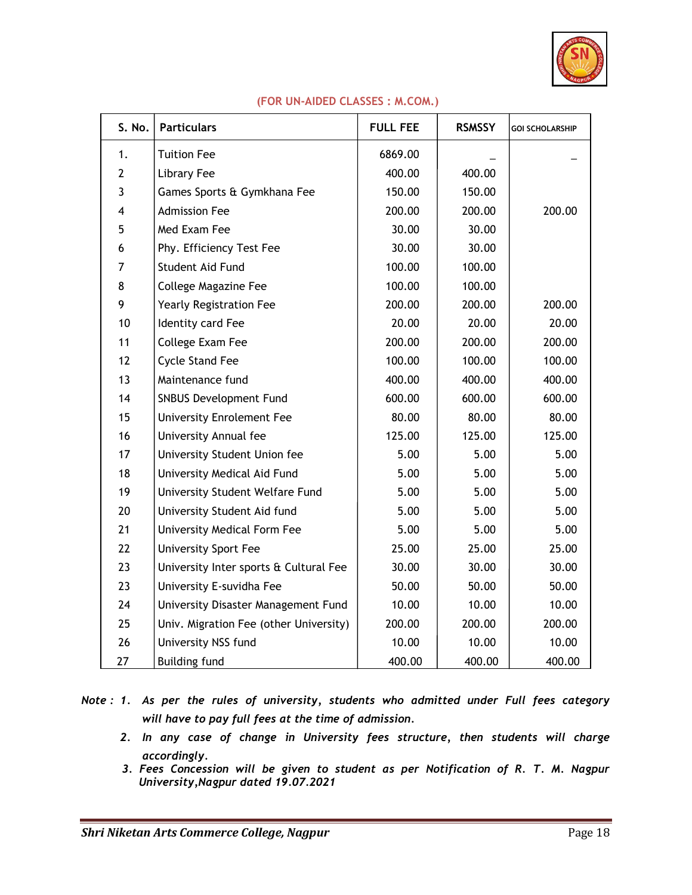**(FOR UN-AIDED CLASSES : M.COM.)**

| S. No. | Particulars | FULL FEE | RSMSSY | GOI SCHOLARSHIP |
|---|---|---|---|---|
| 1. | Tuition Fee | 6869.00 | _ | _ |
| 2 | Library Fee | 400.00 | 400.00 | |
| 3 | Games Sports & Gymkhana Fee | 150.00 | 150.00 | |
| 4 | Admission Fee | 200.00 | 200.00 | 200.00 |
| 5 | Med Exam Fee | 30.00 | 30.00 | |
| 6 | Phy. Efficiency Test Fee | 30.00 | 30.00 | |
| 7 | Student Aid Fund | 100.00 | 100.00 | |
| 8 | College Magazine Fee | 100.00 | 100.00 | |
| 9 | Yearly Registration Fee | 200.00 | 200.00 | 200.00 |
| 10 | Identity card Fee | 20.00 | 20.00 | 20.00 |
| 11 | College Exam Fee | 200.00 | 200.00 | 200.00 |
| 12 | Cycle Stand Fee | 100.00 | 100.00 | 100.00 |
| 13 | Maintenance fund | 400.00 | 400.00 | 400.00 |
| 14 | SNBUS Development Fund | 600.00 | 600.00 | 600.00 |
| 15 | University Enrolement Fee | 80.00 | 80.00 | 80.00 |
| 16 | University Annual fee | 125.00 | 125.00 | 125.00 |
| 17 | University Student Union fee | 5.00 | 5.00 | 5.00 |
| 18 | University Medical Aid Fund | 5.00 | 5.00 | 5.00 |
| 19 | University Student Welfare Fund | 5.00 | 5.00 | 5.00 |
| 20 | University Student Aid fund | 5.00 | 5.00 | 5.00 |
| 21 | University Medical Form Fee | 5.00 | 5.00 | 5.00 |
| 22 | University Sport Fee | 25.00 | 25.00 | 25.00 |
| 23 | University Inter sports & Cultural Fee | 30.00 | 30.00 | 30.00 |
| 23 | University E-suvidha Fee | 50.00 | 50.00 | 50.00 |
| 24 | University Disaster Management Fund | 10.00 | 10.00 | 10.00 |
| 25 | Univ. Migration Fee (other University) | 200.00 | 200.00 | 200.00 |
| 26 | University NSS fund | 10.00 | 10.00 | 10.00 |
| 27 | Building fund | 400.00 | 400.00 | 400.00 |

***Note :***
1. *As per the rules of university, students who admitted under Full fees category will have to pay full fees at the time of admission.*
2. *In any case of change in University fees structure, then students will charge accordingly.*
3. *Fees Concession will be given to student as per Notification of R. T. M. Nagpur University,Nagpur dated 19.07.2021*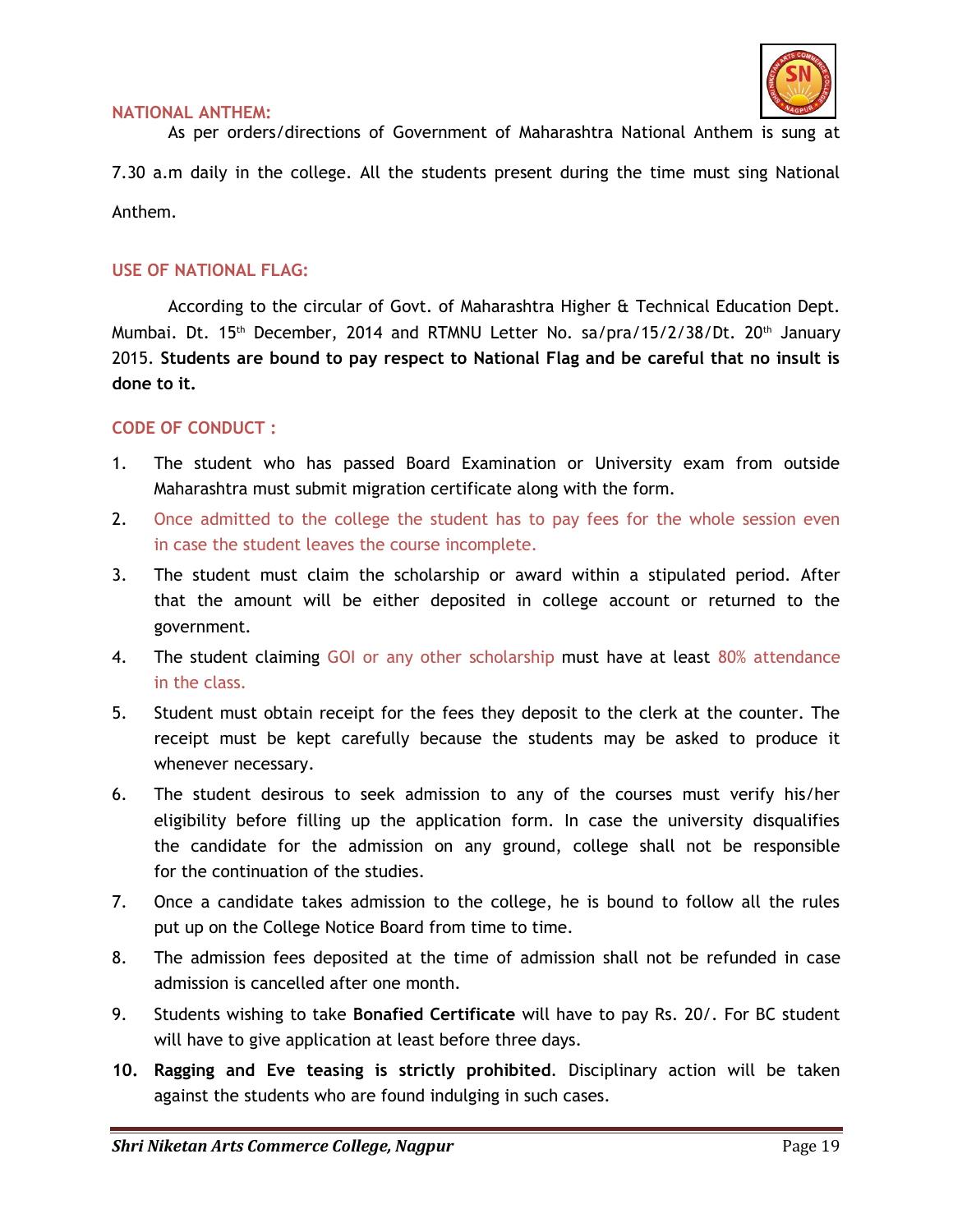## NATIONAL ANTHEM:

As per orders/directions of Government of Maharashtra National Anthem is sung at 7.30 a.m daily in the college. All the students present during the time must sing National Anthem.

## USE OF NATIONAL FLAG:

According to the circular of Govt. of Maharashtra Higher & Technical Education Dept. Mumbai. Dt. 15th December, 2014 and RTMNU Letter No. sa/pra/15/2/38/Dt. 20th January 2015. **Students are bound to pay respect to National Flag and be careful that no insult is done to it.**

## CODE OF CONDUCT :

1. The student who has passed Board Examination or University exam from outside Maharashtra must submit migration certificate along with the form.
2. Once admitted to the college the student has to pay fees for the whole session even in case the student leaves the course incomplete.
3. The student must claim the scholarship or award within a stipulated period. After that the amount will be either deposited in college account or returned to the government.
4. The student claiming GOI or any other scholarship must have at least 80% attendance in the class.
5. Student must obtain receipt for the fees they deposit to the clerk at the counter. The receipt must be kept carefully because the students may be asked to produce it whenever necessary.
6. The student desirous to seek admission to any of the courses must verify his/her eligibility before filling up the application form. In case the university disqualifies the candidate for the admission on any ground, college shall not be responsible for the continuation of the studies.
7. Once a candidate takes admission to the college, he is bound to follow all the rules put up on the College Notice Board from time to time.
8. The admission fees deposited at the time of admission shall not be refunded in case admission is cancelled after one month.
9. Students wishing to take **Bonafied Certificate** will have to pay Rs. 20/. For BC student will have to give application at least before three days.
10. **Ragging and Eve teasing is strictly prohibited**. Disciplinary action will be taken against the students who are found indulging in such cases.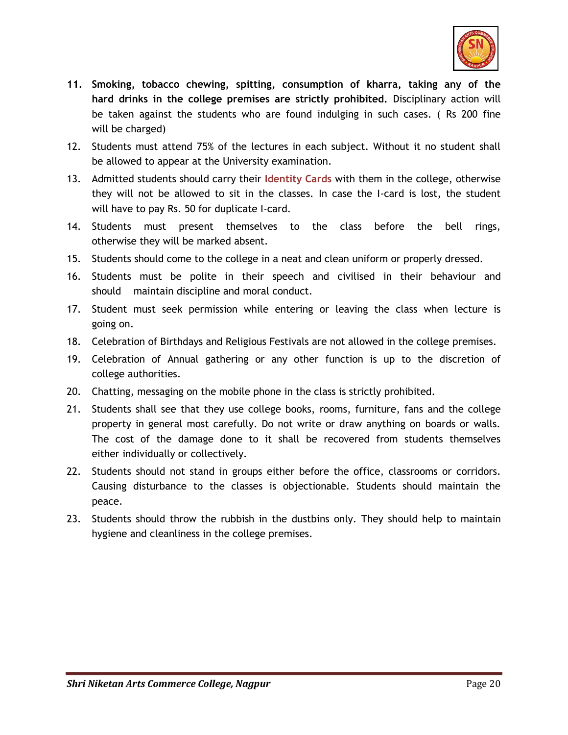11. **Smoking, tobacco chewing, spitting, consumption of kharra, taking any of the hard drinks in the college premises are strictly prohibited.** Disciplinary action will be taken against the students who are found indulging in such cases. ( Rs 200 fine will be charged)
12. Students must attend 75% of the lectures in each subject. Without it no student shall be allowed to appear at the University examination.
13. Admitted students should carry their **Identity Cards** with them in the college, otherwise they will not be allowed to sit in the classes. In case the I-card is lost, the student will have to pay Rs. 50 for duplicate I-card.
14. Students must present themselves to the class before the bell rings, otherwise they will be marked absent.
15. Students should come to the college in a neat and clean uniform or properly dressed.
16. Students must be polite in their speech and civilised in their behaviour and should maintain discipline and moral conduct.
17. Student must seek permission while entering or leaving the class when lecture is going on.
18. Celebration of Birthdays and Religious Festivals are not allowed in the college premises.
19. Celebration of Annual gathering or any other function is up to the discretion of college authorities.
20. Chatting, messaging on the mobile phone in the class is strictly prohibited.
21. Students shall see that they use college books, rooms, furniture, fans and the college property in general most carefully. Do not write or draw anything on boards or walls. The cost of the damage done to it shall be recovered from students themselves either individually or collectively.
22. Students should not stand in groups either before the office, classrooms or corridors. Causing disturbance to the classes is objectionable. Students should maintain the peace.
23. Students should throw the rubbish in the dustbins only. They should help to maintain hygiene and cleanliness in the college premises.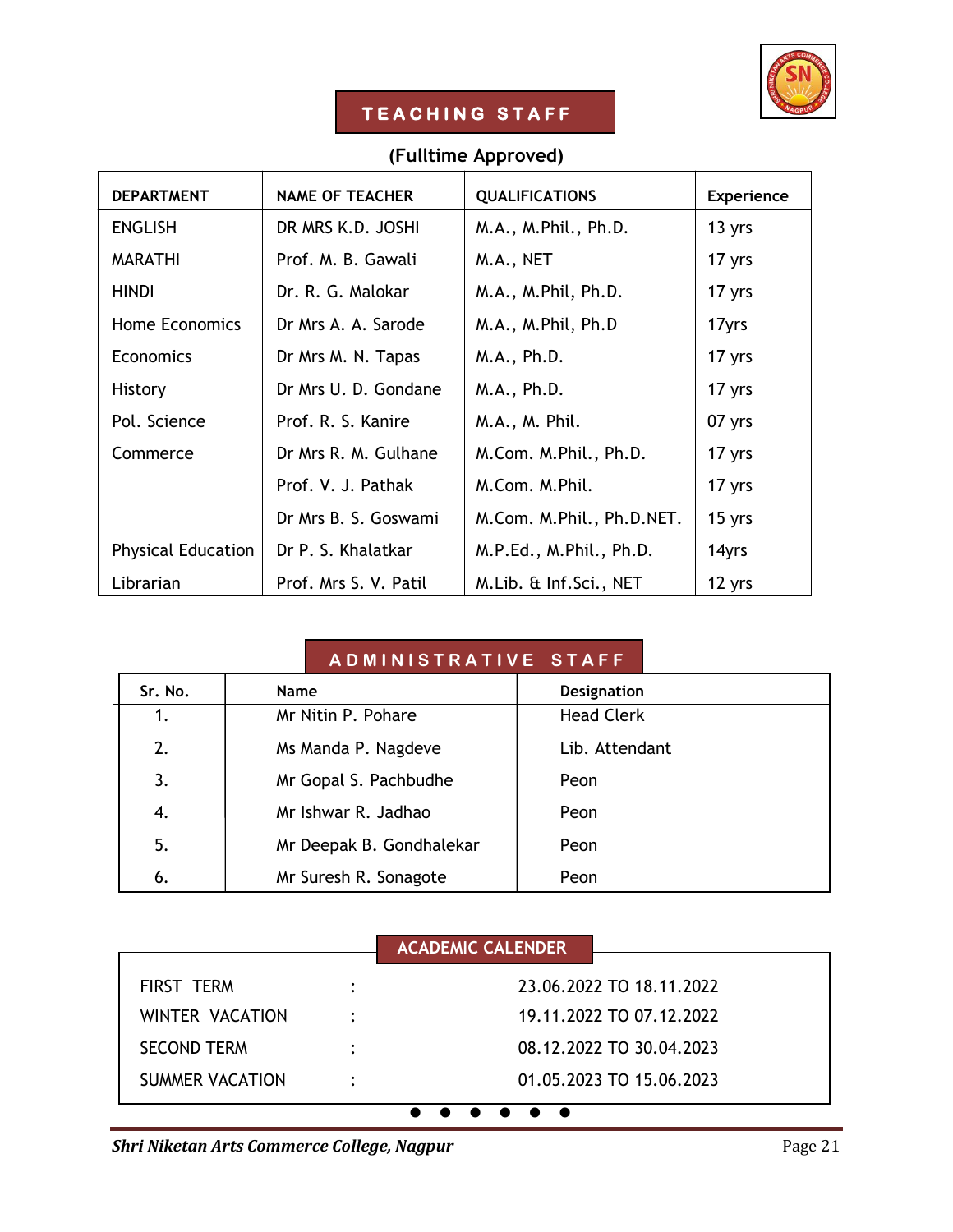## TEACHING STAFF

**(Fulltime Approved)**

| DEPARTMENT | NAME OF TEACHER | QUALIFICATIONS | Experience |
|---|---|---|---|
| ENGLISH | DR MRS K.D. JOSHI | M.A., M.Phil., Ph.D. | 13 yrs |
| MARATHI | Prof. M. B. Gawali | M.A., NET | 17 yrs |
| HINDI | Dr. R. G. Malokar | M.A., M.Phil, Ph.D. | 17 yrs |
| Home Economics | Dr Mrs A. A. Sarode | M.A., M.Phil, Ph.D | 17yrs |
| Economics | Dr Mrs M. N. Tapas | M.A., Ph.D. | 17 yrs |
| History | Dr Mrs U. D. Gondane | M.A., Ph.D. | 17 yrs |
| Pol. Science | Prof. R. S. Kanire | M.A., M. Phil. | 07 yrs |
| Commerce | Dr Mrs R. M. Gulhane | M.Com. M.Phil., Ph.D. | 17 yrs |
| | Prof. V. J. Pathak | M.Com. M.Phil. | 17 yrs |
| | Dr Mrs B. S. Goswami | M.Com. M.Phil., Ph.D.NET. | 15 yrs |
| Physical Education | Dr P. S. Khalatkar | M.P.Ed., M.Phil., Ph.D. | 14yrs |
| Librarian | Prof. Mrs S. V. Patil | M.Lib. & Inf.Sci., NET | 12 yrs |

## ADMINISTRATIVE STAFF

| Sr. No. | Name | Designation |
|---|---|---|
| 1. | Mr Nitin P. Pohare | Head Clerk |
| 2. | Ms Manda P. Nagdeve | Lib. Attendant |
| 3. | Mr Gopal S. Pachbudhe | Peon |
| 4. | Mr Ishwar R. Jadhao | Peon |
| 5. | Mr Deepak B. Gondhalekar | Peon |
| 6. | Mr Suresh R. Sonagote | Peon |

## ACADEMIC CALENDER

| | | |
|---|---|---|
| FIRST TERM | : | 23.06.2022 TO 18.11.2022 |
| WINTER VACATION | : | 19.11.2022 TO 07.12.2022 |
| SECOND TERM | : | 08.12.2022 TO 30.04.2023 |
| SUMMER VACATION | : | 01.05.2023 TO 15.06.2023 |

● ● ● ● ● ●